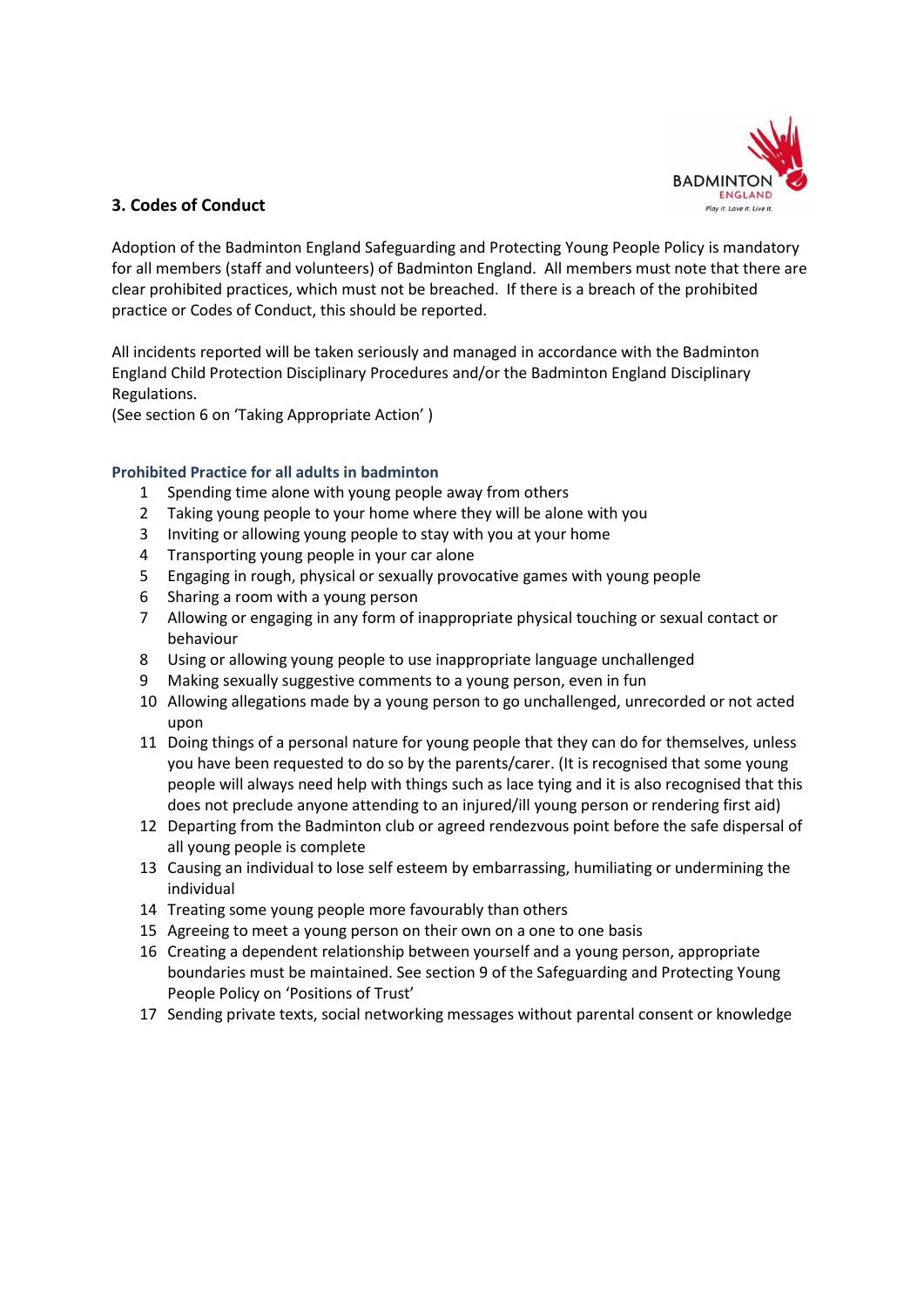## 3. Codes of Conduct

Adoption of the Badminton England Safeguarding and Protecting Young People Policy is mandatory for all members (staff and volunteers) of Badminton England. All members must note that there are clear prohibited practices, which must not be breached. If there is a breach of the prohibited practice or Codes of Conduct, this should be reported.

All incidents reported will be taken seriously and managed in accordance with the Badminton England Child Protection Disciplinary Procedures and/or the Badminton England Disciplinary Regulations.
(See section 6 on 'Taking Appropriate Action' )

### Prohibited Practice for all adults in badminton

1. Spending time alone with young people away from others
2. Taking young people to your home where they will be alone with you
3. Inviting or allowing young people to stay with you at your home
4. Transporting young people in your car alone
5. Engaging in rough, physical or sexually provocative games with young people
6. Sharing a room with a young person
7. Allowing or engaging in any form of inappropriate physical touching or sexual contact or behaviour
8. Using or allowing young people to use inappropriate language unchallenged
9. Making sexually suggestive comments to a young person, even in fun
10. Allowing allegations made by a young person to go unchallenged, unrecorded or not acted upon
11. Doing things of a personal nature for young people that they can do for themselves, unless you have been requested to do so by the parents/carer. (It is recognised that some young people will always need help with things such as lace tying and it is also recognised that this does not preclude anyone attending to an injured/ill young person or rendering first aid)
12. Departing from the Badminton club or agreed rendezvous point before the safe dispersal of all young people is complete
13. Causing an individual to lose self esteem by embarrassing, humiliating or undermining the individual
14. Treating some young people more favourably than others
15. Agreeing to meet a young person on their own on a one to one basis
16. Creating a dependent relationship between yourself and a young person, appropriate boundaries must be maintained. See section 9 of the Safeguarding and Protecting Young People Policy on 'Positions of Trust'
17. Sending private texts, social networking messages without parental consent or knowledge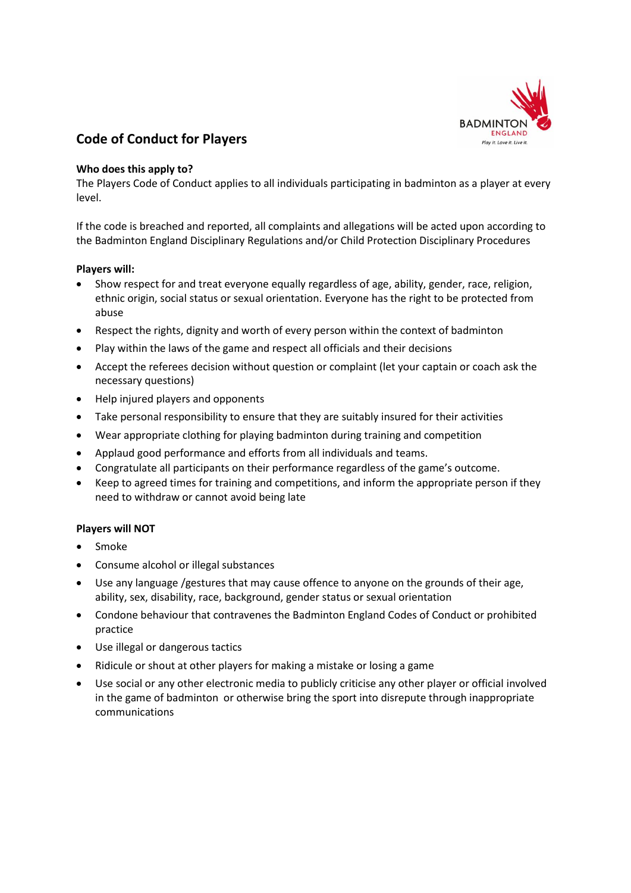## Code of Conduct for Players

**Who does this apply to?**
The Players Code of Conduct applies to all individuals participating in badminton as a player at every level.

If the code is breached and reported, all complaints and allegations will be acted upon according to the Badminton England Disciplinary Regulations and/or Child Protection Disciplinary Procedures

**Players will:**

- Show respect for and treat everyone equally regardless of age, ability, gender, race, religion, ethnic origin, social status or sexual orientation. Everyone has the right to be protected from abuse
- Respect the rights, dignity and worth of every person within the context of badminton
- Play within the laws of the game and respect all officials and their decisions
- Accept the referees decision without question or complaint (let your captain or coach ask the necessary questions)
- Help injured players and opponents
- Take personal responsibility to ensure that they are suitably insured for their activities
- Wear appropriate clothing for playing badminton during training and competition
- Applaud good performance and efforts from all individuals and teams.
- Congratulate all participants on their performance regardless of the game's outcome.
- Keep to agreed times for training and competitions, and inform the appropriate person if they need to withdraw or cannot avoid being late

**Players will NOT**

- Smoke
- Consume alcohol or illegal substances
- Use any language /gestures that may cause offence to anyone on the grounds of their age, ability, sex, disability, race, background, gender status or sexual orientation
- Condone behaviour that contravenes the Badminton England Codes of Conduct or prohibited practice
- Use illegal or dangerous tactics
- Ridicule or shout at other players for making a mistake or losing a game
- Use social or any other electronic media to publicly criticise any other player or official involved in the game of badminton or otherwise bring the sport into disrepute through inappropriate communications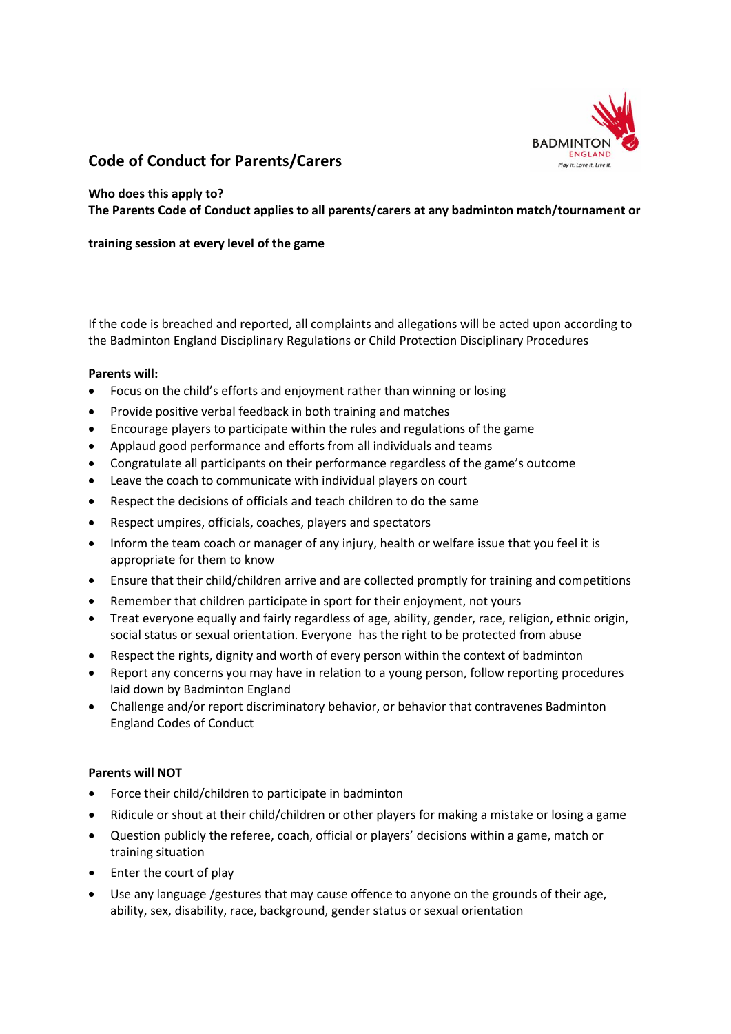## Code of Conduct for Parents/Carers

**Who does this apply to?**
**The Parents Code of Conduct applies to all parents/carers at any badminton match/tournament or training session at every level of the game**

If the code is breached and reported, all complaints and allegations will be acted upon according to the Badminton England Disciplinary Regulations or Child Protection Disciplinary Procedures

**Parents will:**

- Focus on the child's efforts and enjoyment rather than winning or losing
- Provide positive verbal feedback in both training and matches
- Encourage players to participate within the rules and regulations of the game
- Applaud good performance and efforts from all individuals and teams
- Congratulate all participants on their performance regardless of the game's outcome
- Leave the coach to communicate with individual players on court
- Respect the decisions of officials and teach children to do the same
- Respect umpires, officials, coaches, players and spectators
- Inform the team coach or manager of any injury, health or welfare issue that you feel it is appropriate for them to know
- Ensure that their child/children arrive and are collected promptly for training and competitions
- Remember that children participate in sport for their enjoyment, not yours
- Treat everyone equally and fairly regardless of age, ability, gender, race, religion, ethnic origin, social status or sexual orientation. Everyone has the right to be protected from abuse
- Respect the rights, dignity and worth of every person within the context of badminton
- Report any concerns you may have in relation to a young person, follow reporting procedures laid down by Badminton England
- Challenge and/or report discriminatory behavior, or behavior that contravenes Badminton England Codes of Conduct

**Parents will NOT**

- Force their child/children to participate in badminton
- Ridicule or shout at their child/children or other players for making a mistake or losing a game
- Question publicly the referee, coach, official or players' decisions within a game, match or training situation
- Enter the court of play
- Use any language /gestures that may cause offence to anyone on the grounds of their age, ability, sex, disability, race, background, gender status or sexual orientation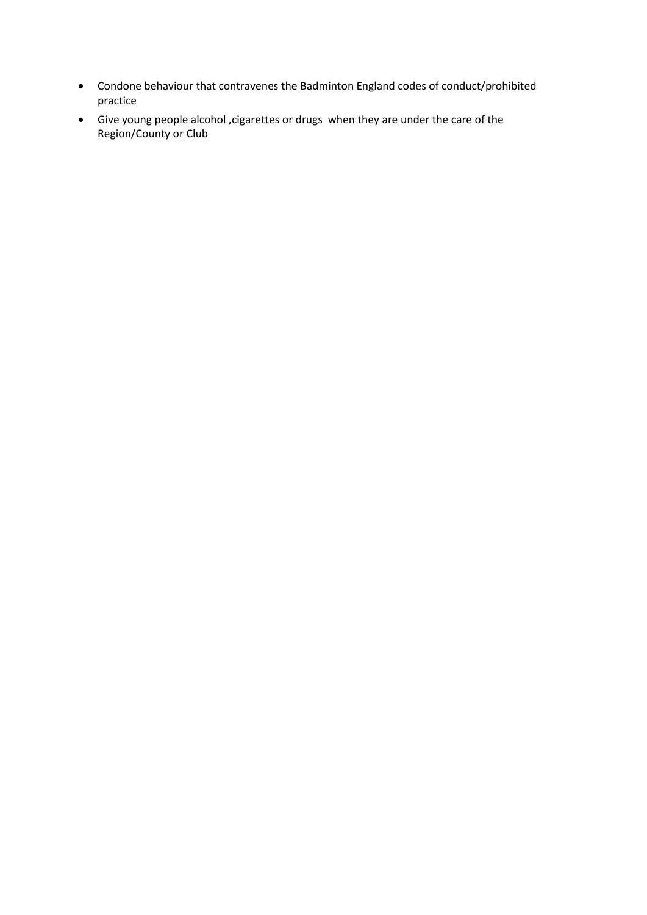- Condone behaviour that contravenes the Badminton England codes of conduct/prohibited practice
- Give young people alcohol ,cigarettes or drugs  when they are under the care of the Region/County or Club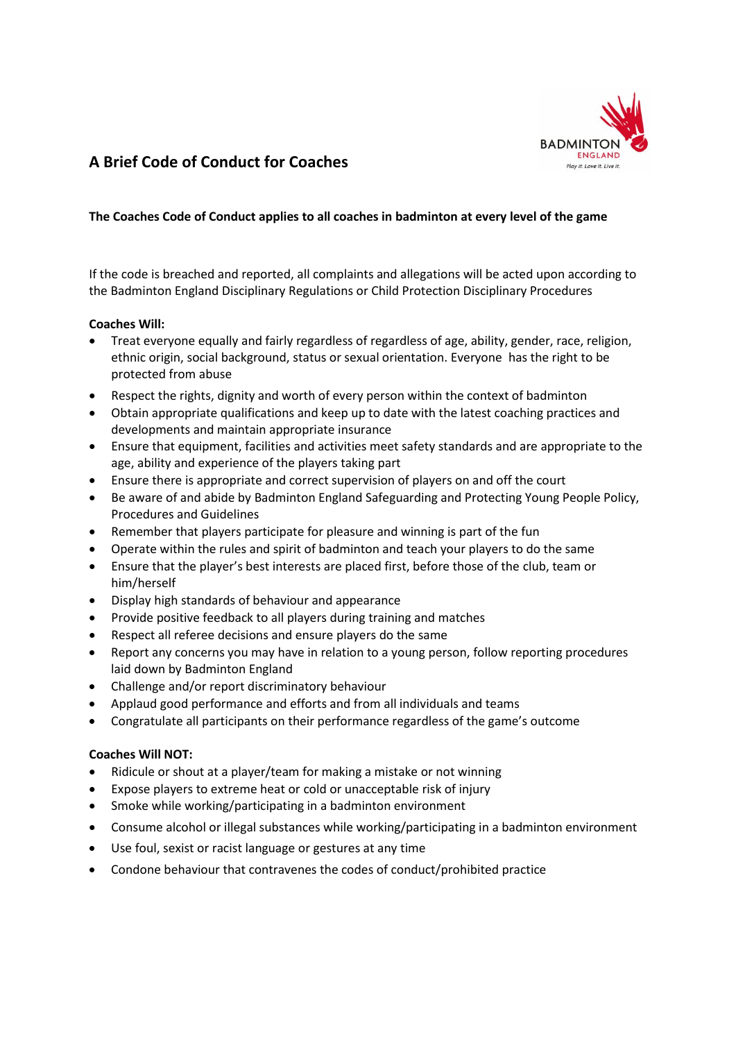# A Brief Code of Conduct for Coaches

**The Coaches Code of Conduct applies to all coaches in badminton at every level of the game**

If the code is breached and reported, all complaints and allegations will be acted upon according to the Badminton England Disciplinary Regulations or Child Protection Disciplinary Procedures

**Coaches Will:**

- Treat everyone equally and fairly regardless of regardless of age, ability, gender, race, religion, ethnic origin, social background, status or sexual orientation. Everyone  has the right to be protected from abuse
- Respect the rights, dignity and worth of every person within the context of badminton
- Obtain appropriate qualifications and keep up to date with the latest coaching practices and developments and maintain appropriate insurance
- Ensure that equipment, facilities and activities meet safety standards and are appropriate to the age, ability and experience of the players taking part
- Ensure there is appropriate and correct supervision of players on and off the court
- Be aware of and abide by Badminton England Safeguarding and Protecting Young People Policy, Procedures and Guidelines
- Remember that players participate for pleasure and winning is part of the fun
- Operate within the rules and spirit of badminton and teach your players to do the same
- Ensure that the player's best interests are placed first, before those of the club, team or him/herself
- Display high standards of behaviour and appearance
- Provide positive feedback to all players during training and matches
- Respect all referee decisions and ensure players do the same
- Report any concerns you may have in relation to a young person, follow reporting procedures laid down by Badminton England
- Challenge and/or report discriminatory behaviour
- Applaud good performance and efforts and from all individuals and teams
- Congratulate all participants on their performance regardless of the game's outcome

**Coaches Will NOT:**

- Ridicule or shout at a player/team for making a mistake or not winning
- Expose players to extreme heat or cold or unacceptable risk of injury
- Smoke while working/participating in a badminton environment
- Consume alcohol or illegal substances while working/participating in a badminton environment
- Use foul, sexist or racist language or gestures at any time
- Condone behaviour that contravenes the codes of conduct/prohibited practice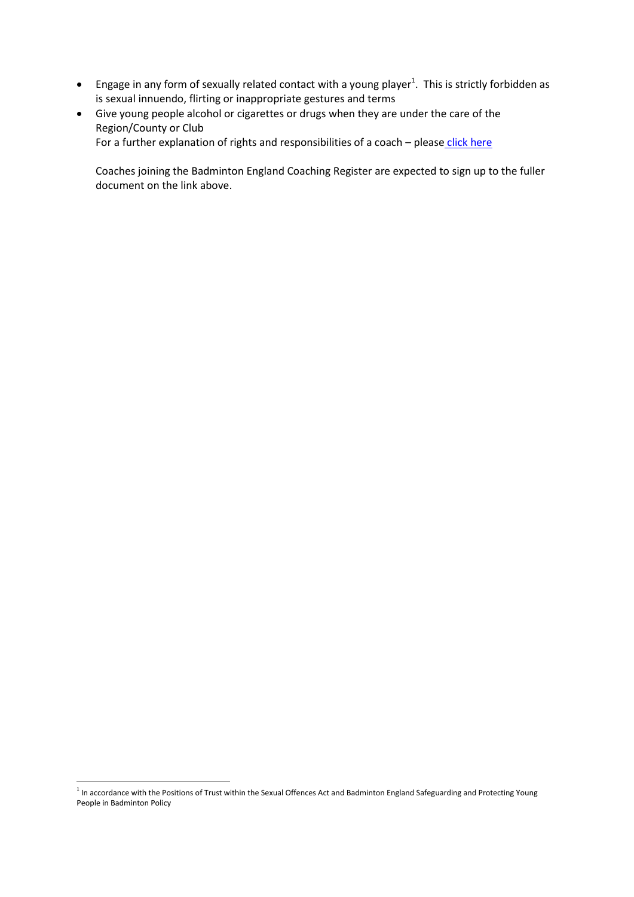- Engage in any form of sexually related contact with a young player[1]. This is strictly forbidden as is sexual innuendo, flirting or inappropriate gestures and terms
- Give young people alcohol or cigarettes or drugs when they are under the care of the Region/County or Club

  For a further explanation of rights and responsibilities of a coach – please click here

  Coaches joining the Badminton England Coaching Register are expected to sign up to the fuller document on the link above.

[1] In accordance with the Positions of Trust within the Sexual Offences Act and Badminton England Safeguarding and Protecting Young People in Badminton Policy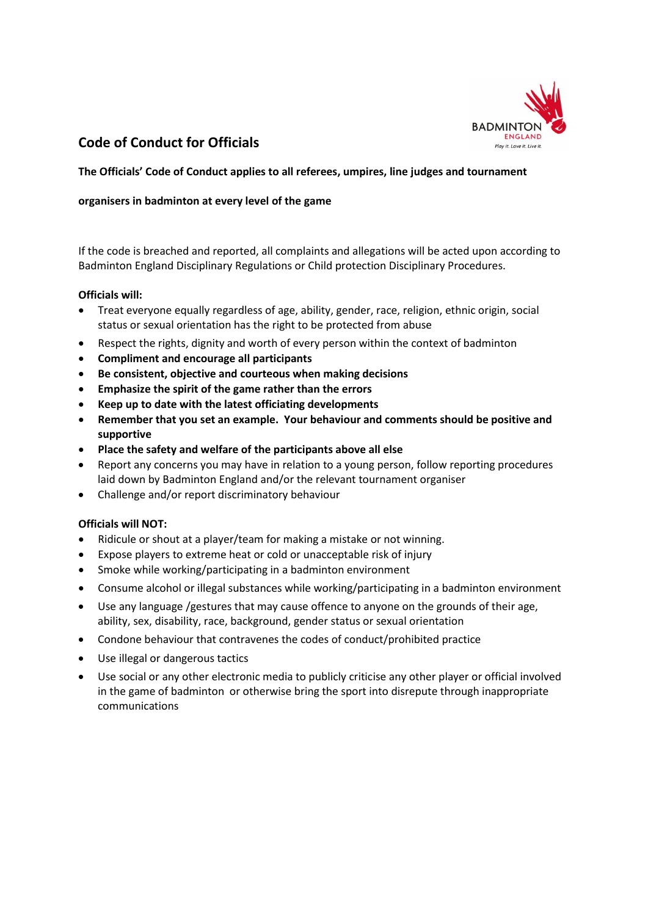## Code of Conduct for Officials

**The Officials' Code of Conduct applies to all referees, umpires, line judges and tournament organisers in badminton at every level of the game**

If the code is breached and reported, all complaints and allegations will be acted upon according to Badminton England Disciplinary Regulations or Child protection Disciplinary Procedures.

**Officials will:**

- Treat everyone equally regardless of age, ability, gender, race, religion, ethnic origin, social status or sexual orientation has the right to be protected from abuse
- Respect the rights, dignity and worth of every person within the context of badminton
- **Compliment and encourage all participants**
- **Be consistent, objective and courteous when making decisions**
- **Emphasize the spirit of the game rather than the errors**
- **Keep up to date with the latest officiating developments**
- **Remember that you set an example. Your behaviour and comments should be positive and supportive**
- **Place the safety and welfare of the participants above all else**
- Report any concerns you may have in relation to a young person, follow reporting procedures laid down by Badminton England and/or the relevant tournament organiser
- Challenge and/or report discriminatory behaviour

**Officials will NOT:**

- Ridicule or shout at a player/team for making a mistake or not winning.
- Expose players to extreme heat or cold or unacceptable risk of injury
- Smoke while working/participating in a badminton environment
- Consume alcohol or illegal substances while working/participating in a badminton environment
- Use any language /gestures that may cause offence to anyone on the grounds of their age, ability, sex, disability, race, background, gender status or sexual orientation
- Condone behaviour that contravenes the codes of conduct/prohibited practice
- Use illegal or dangerous tactics
- Use social or any other electronic media to publicly criticise any other player or official involved in the game of badminton or otherwise bring the sport into disrepute through inappropriate communications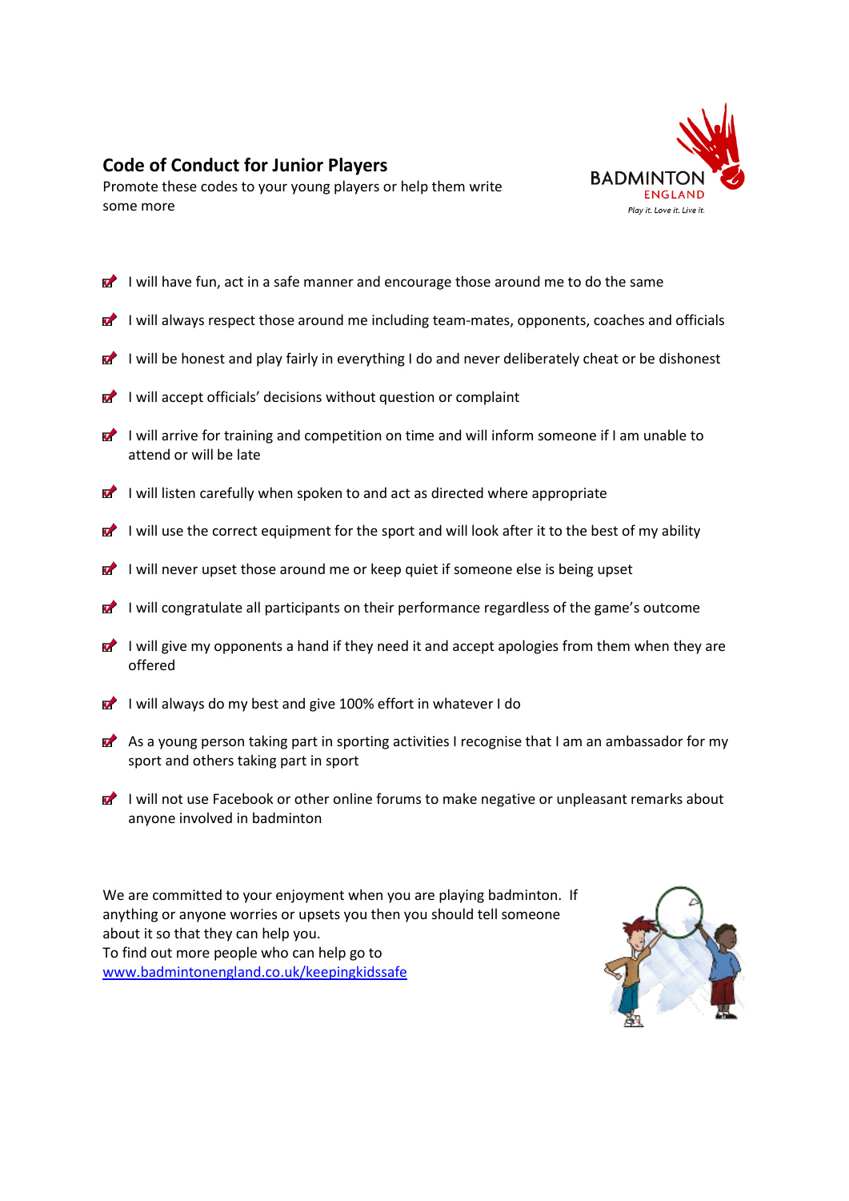## Code of Conduct for Junior Players

Promote these codes to your young players or help them write some more

BADMINTON ENGLAND

*Play it. Love it. Live it.*

- I will have fun, act in a safe manner and encourage those around me to do the same
- I will always respect those around me including team-mates, opponents, coaches and officials
- I will be honest and play fairly in everything I do and never deliberately cheat or be dishonest
- I will accept officials' decisions without question or complaint
- I will arrive for training and competition on time and will inform someone if I am unable to attend or will be late
- I will listen carefully when spoken to and act as directed where appropriate
- I will use the correct equipment for the sport and will look after it to the best of my ability
- I will never upset those around me or keep quiet if someone else is being upset
- I will congratulate all participants on their performance regardless of the game's outcome
- I will give my opponents a hand if they need it and accept apologies from them when they are offered
- I will always do my best and give 100% effort in whatever I do
- As a young person taking part in sporting activities I recognise that I am an ambassador for my sport and others taking part in sport
- I will not use Facebook or other online forums to make negative or unpleasant remarks about anyone involved in badminton

We are committed to your enjoyment when you are playing badminton. If anything or anyone worries or upsets you then you should tell someone about it so that they can help you.
To find out more people who can help go to [www.badmintonengland.co.uk/keepingkidssafe](http://www.badmintonengland.co.uk/keepingkidssafe)